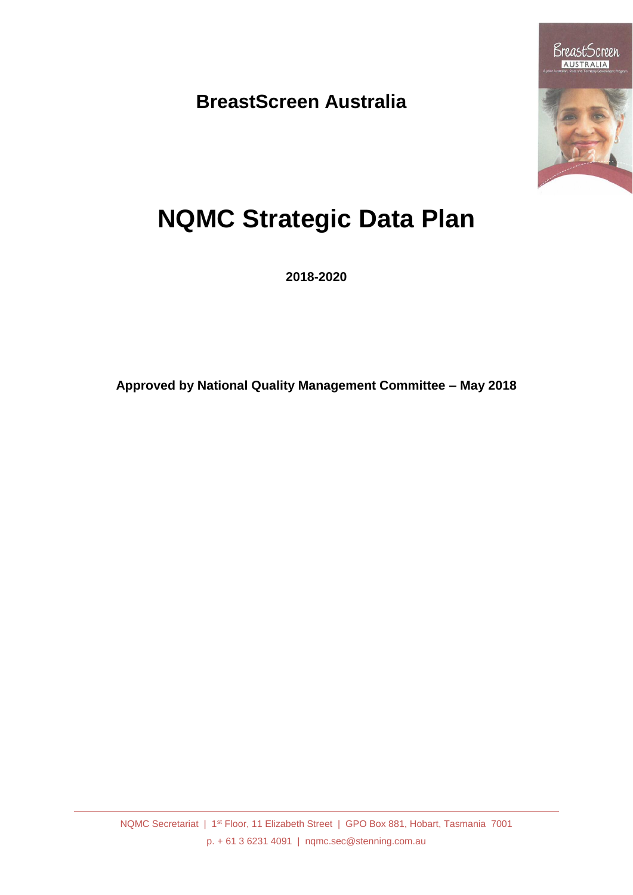**BreastScreen Australia**

# NQMC Strategic Data Plan

**2018-2020**

**Approved by National Quality Management Committee – May 2018**

NQMC Secretariat | 1st Floor, 11 Elizabeth Street | GPO Box 881, Hobart, Tasmania 7001
p. + 61 3 6231 4091 | nqmc.sec@stenning.com.au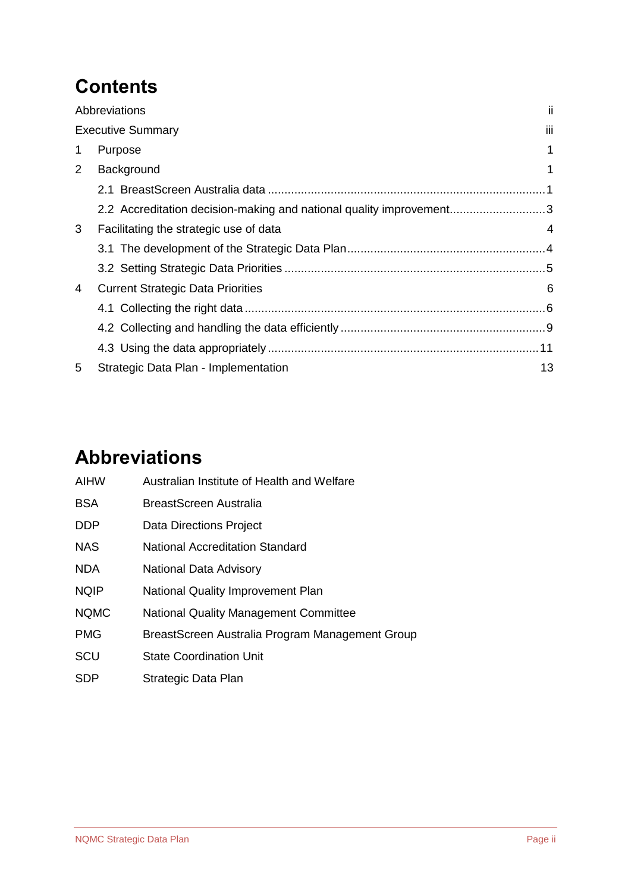# Contents

| | | |
|---|---|---|
| Abbreviations | | ii |
| Executive Summary | | iii |
| 1 | Purpose | 1 |
| 2 | Background | 1 |
| | 2.1 BreastScreen Australia data | 1 |
| | 2.2 Accreditation decision-making and national quality improvement | 3 |
| 3 | Facilitating the strategic use of data | 4 |
| | 3.1 The development of the Strategic Data Plan | 4 |
| | 3.2 Setting Strategic Data Priorities | 5 |
| 4 | Current Strategic Data Priorities | 6 |
| | 4.1 Collecting the right data | 6 |
| | 4.2 Collecting and handling the data efficiently | 9 |
| | 4.3 Using the data appropriately | 11 |
| 5 | Strategic Data Plan - Implementation | 13 |

# Abbreviations

| | |
|---|---|
| AIHW | Australian Institute of Health and Welfare |
| BSA | BreastScreen Australia |
| DDP | Data Directions Project |
| NAS | National Accreditation Standard |
| NDA | National Data Advisory |
| NQIP | National Quality Improvement Plan |
| NQMC | National Quality Management Committee |
| PMG | BreastScreen Australia Program Management Group |
| SCU | State Coordination Unit |
| SDP | Strategic Data Plan |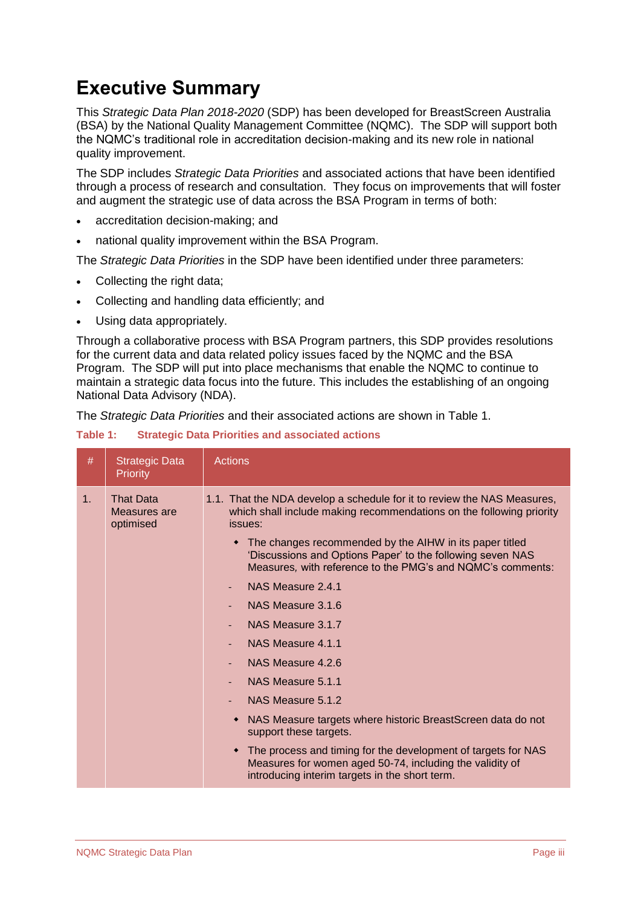# Executive Summary

This *Strategic Data Plan 2018-2020* (SDP) has been developed for BreastScreen Australia (BSA) by the National Quality Management Committee (NQMC). The SDP will support both the NQMC's traditional role in accreditation decision-making and its new role in national quality improvement.

The SDP includes *Strategic Data Priorities* and associated actions that have been identified through a process of research and consultation. They focus on improvements that will foster and augment the strategic use of data across the BSA Program in terms of both:

- accreditation decision-making; and
- national quality improvement within the BSA Program.

The *Strategic Data Priorities* in the SDP have been identified under three parameters:

- Collecting the right data;
- Collecting and handling data efficiently; and
- Using data appropriately.

Through a collaborative process with BSA Program partners, this SDP provides resolutions for the current data and data related policy issues faced by the NQMC and the BSA Program. The SDP will put into place mechanisms that enable the NQMC to continue to maintain a strategic data focus into the future. This includes the establishing of an ongoing National Data Advisory (NDA).

The *Strategic Data Priorities* and their associated actions are shown in Table 1.

**Table 1: Strategic Data Priorities and associated actions**

| # | Strategic Data Priority | Actions |
|---|---|---|
| 1. | That Data Measures are optimised | 1.1. That the NDA develop a schedule for it to review the NAS Measures, which shall include making recommendations on the following priority issues:<br>◆ The changes recommended by the AIHW in its paper titled 'Discussions and Options Paper' to the following seven NAS Measures, with reference to the PMG's and NQMC's comments:<br>- NAS Measure 2.4.1<br>- NAS Measure 3.1.6<br>- NAS Measure 3.1.7<br>- NAS Measure 4.1.1<br>- NAS Measure 4.2.6<br>- NAS Measure 5.1.1<br>- NAS Measure 5.1.2<br>◆ NAS Measure targets where historic BreastScreen data do not support these targets.<br>◆ The process and timing for the development of targets for NAS Measures for women aged 50-74, including the validity of introducing interim targets in the short term. |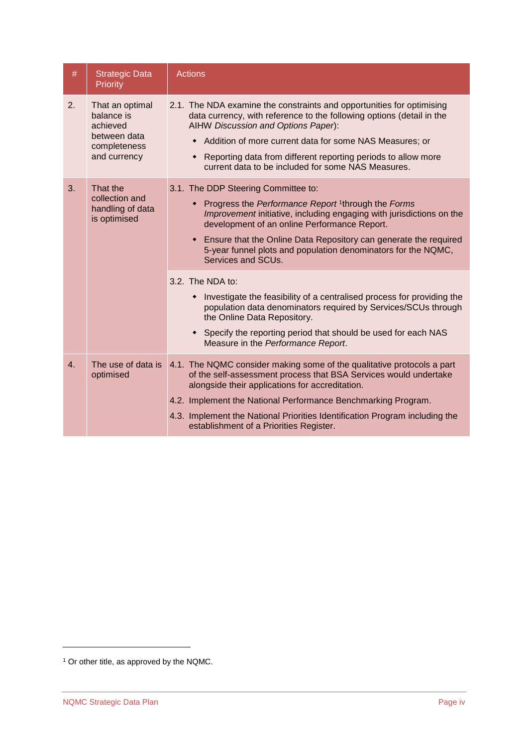| # | Strategic Data Priority | Actions |
|---|---|---|
| 2. | That an optimal balance is achieved between data completeness and currency | 2.1. The NDA examine the constraints and opportunities for optimising data currency, with reference to the following options (detail in the AIHW *Discussion and Options Paper*):<br>• Addition of more current data for some NAS Measures; or<br>• Reporting data from different reporting periods to allow more current data to be included for some NAS Measures. |
| 3. | That the collection and handling of data is optimised | 3.1. The DDP Steering Committee to:<br>• Progress the *Performance Report* [1]through the *Forms Improvement* initiative, including engaging with jurisdictions on the development of an online Performance Report.<br>• Ensure that the Online Data Repository can generate the required 5-year funnel plots and population denominators for the NQMC, Services and SCUs. |
| | | 3.2. The NDA to:<br>• Investigate the feasibility of a centralised process for providing the population data denominators required by Services/SCUs through the Online Data Repository.<br>• Specify the reporting period that should be used for each NAS Measure in the *Performance Report*. |
| 4. | The use of data is optimised | 4.1. The NQMC consider making some of the qualitative protocols a part of the self-assessment process that BSA Services would undertake alongside their applications for accreditation.<br>4.2. Implement the National Performance Benchmarking Program.<br>4.3. Implement the National Priorities Identification Program including the establishment of a Priorities Register. |

[1] Or other title, as approved by the NQMC.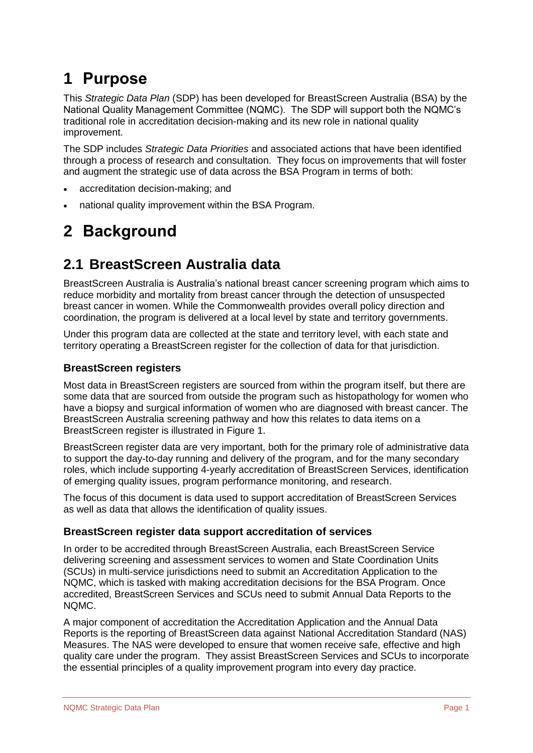# 1 Purpose

This *Strategic Data Plan* (SDP) has been developed for BreastScreen Australia (BSA) by the National Quality Management Committee (NQMC). The SDP will support both the NQMC's traditional role in accreditation decision-making and its new role in national quality improvement.

The SDP includes *Strategic Data Priorities* and associated actions that have been identified through a process of research and consultation. They focus on improvements that will foster and augment the strategic use of data across the BSA Program in terms of both:

- accreditation decision-making; and
- national quality improvement within the BSA Program.

# 2 Background

## 2.1 BreastScreen Australia data

BreastScreen Australia is Australia's national breast cancer screening program which aims to reduce morbidity and mortality from breast cancer through the detection of unsuspected breast cancer in women. While the Commonwealth provides overall policy direction and coordination, the program is delivered at a local level by state and territory governments.

Under this program data are collected at the state and territory level, with each state and territory operating a BreastScreen register for the collection of data for that jurisdiction.

### BreastScreen registers

Most data in BreastScreen registers are sourced from within the program itself, but there are some data that are sourced from outside the program such as histopathology for women who have a biopsy and surgical information of women who are diagnosed with breast cancer. The BreastScreen Australia screening pathway and how this relates to data items on a BreastScreen register is illustrated in Figure 1.

BreastScreen register data are very important, both for the primary role of administrative data to support the day-to-day running and delivery of the program, and for the many secondary roles, which include supporting 4-yearly accreditation of BreastScreen Services, identification of emerging quality issues, program performance monitoring, and research.

The focus of this document is data used to support accreditation of BreastScreen Services as well as data that allows the identification of quality issues.

### BreastScreen register data support accreditation of services

In order to be accredited through BreastScreen Australia, each BreastScreen Service delivering screening and assessment services to women and State Coordination Units (SCUs) in multi-service jurisdictions need to submit an Accreditation Application to the NQMC, which is tasked with making accreditation decisions for the BSA Program. Once accredited, BreastScreen Services and SCUs need to submit Annual Data Reports to the NQMC.

A major component of accreditation the Accreditation Application and the Annual Data Reports is the reporting of BreastScreen data against National Accreditation Standard (NAS) Measures. The NAS were developed to ensure that women receive safe, effective and high quality care under the program. They assist BreastScreen Services and SCUs to incorporate the essential principles of a quality improvement program into every day practice.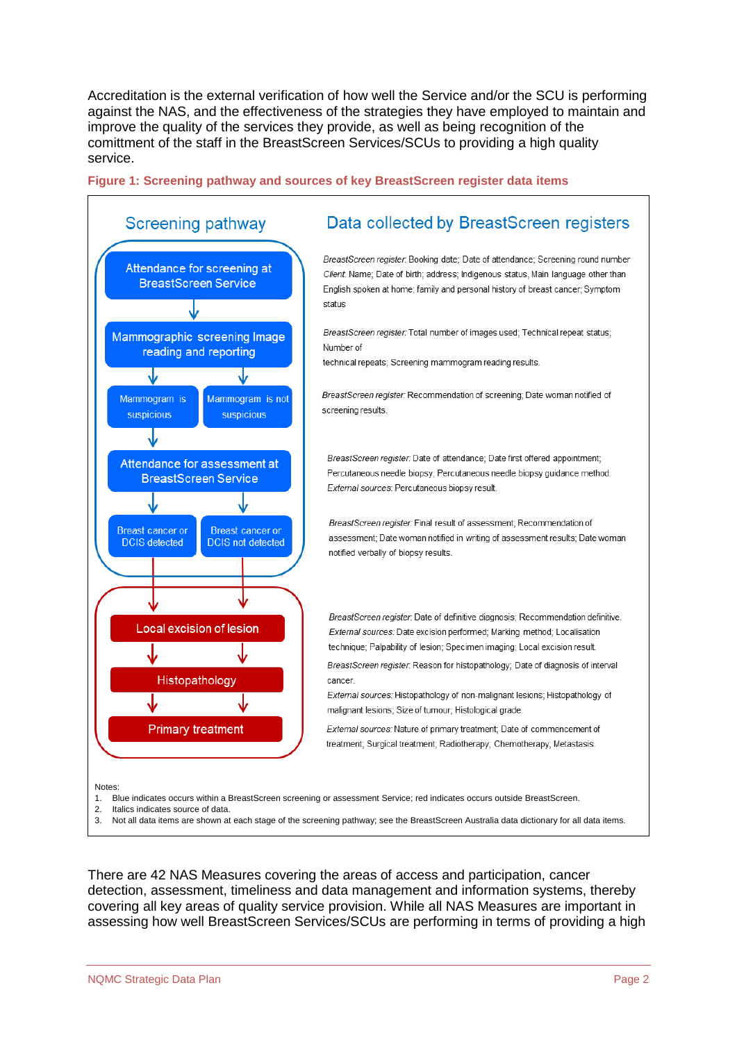Accreditation is the external verification of how well the Service and/or the SCU is performing against the NAS, and the effectiveness of the strategies they have employed to maintain and improve the quality of the services they provide, as well as being recognition of the comittment of the staff in the BreastScreen Services/SCUs to providing a high quality service.

**Figure 1: Screening pathway and sources of key BreastScreen register data items**

| Screening pathway | Data collected by BreastScreen registers |
|---|---|
| Attendance for screening at BreastScreen Service | *BreastScreen register:* Booking date; Date of attendance; Screening round number<br>*Client:* Name; Date of birth; address; Indigenous status, Main language other than English spoken at home; family and personal history of breast cancer; Symptom status |
| Mammographic screening Image reading and reporting | *BreastScreen register:* Total number of images used; Technical repeat status; Number of technical repeats; Screening mammogram reading results. |
| Mammogram is suspicious / Mammogram is not suspicious | *BreastScreen register:* Recommendation of screening; Date woman notified of screening results. |
| Attendance for assessment at BreastScreen Service | *BreastScreen register:* Date of attendance; Date first offered appointment; Percutaneous needle biopsy; Percutaneous needle biopsy guidance method.<br>*External sources:* Percutaneous biopsy result. |
| Breast cancer or DCIS detected / Breast cancer or DCIS not detected | *BreastScreen register:* Final result of assessment; Recommendation of assessment; Date woman notified in writing of assessment results; Date woman notified verbally of biopsy results. |
| Local excision of lesion | *BreastScreen register:* Date of definitive diagnosis; Recommendation definitive.<br>*External sources:* Date excision performed; Marking method; Localisation technique; Palpability of lesion; Specimen imaging; Local excision result. |
| Histopathology | *BreastScreen register:* Reason for histopathology; Date of diagnosis of interval cancer.<br>*External sources:* Histopathology of non-malignant lesions; Histopathology of malignant lesions; Size of tumour; Histological grade. |
| Primary treatment | *External sources:* Nature of primary treatment; Date of commencement of treatment; Surgical treatment; Radiotherapy; Chemotherapy; Metastasis. |

Notes:
1. Blue indicates occurs within a BreastScreen screening or assessment Service; red indicates occurs outside BreastScreen.
2. Italics indicates source of data.
3. Not all data items are shown at each stage of the screening pathway; see the BreastScreen Australia data dictionary for all data items.

There are 42 NAS Measures covering the areas of access and participation, cancer detection, assessment, timeliness and data management and information systems, thereby covering all key areas of quality service provision. While all NAS Measures are important in assessing how well BreastScreen Services/SCUs are performing in terms of providing a high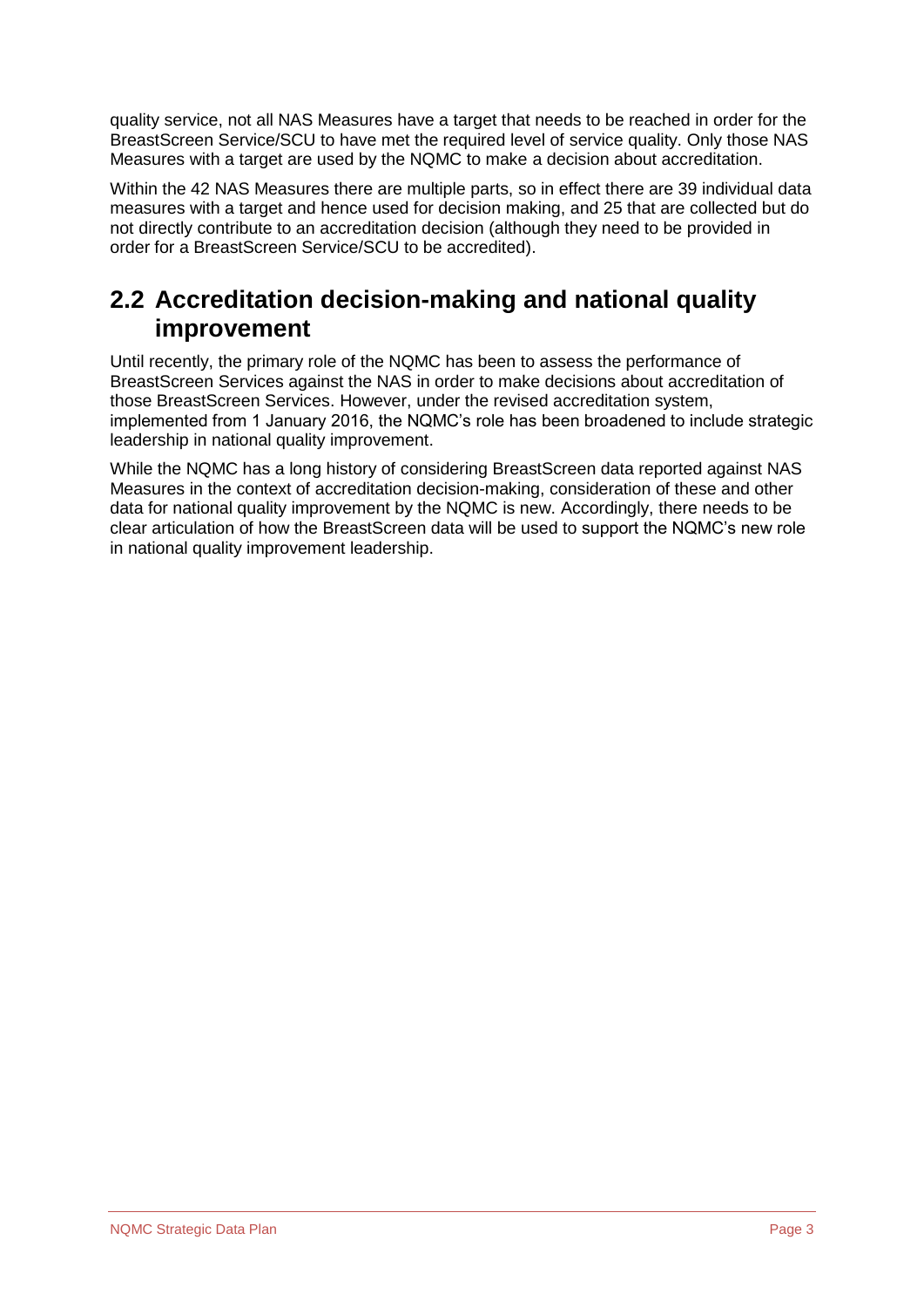quality service, not all NAS Measures have a target that needs to be reached in order for the BreastScreen Service/SCU to have met the required level of service quality. Only those NAS Measures with a target are used by the NQMC to make a decision about accreditation.

Within the 42 NAS Measures there are multiple parts, so in effect there are 39 individual data measures with a target and hence used for decision making, and 25 that are collected but do not directly contribute to an accreditation decision (although they need to be provided in order for a BreastScreen Service/SCU to be accredited).

## 2.2 Accreditation decision-making and national quality improvement

Until recently, the primary role of the NQMC has been to assess the performance of BreastScreen Services against the NAS in order to make decisions about accreditation of those BreastScreen Services. However, under the revised accreditation system, implemented from 1 January 2016, the NQMC's role has been broadened to include strategic leadership in national quality improvement.

While the NQMC has a long history of considering BreastScreen data reported against NAS Measures in the context of accreditation decision-making, consideration of these and other data for national quality improvement by the NQMC is new. Accordingly, there needs to be clear articulation of how the BreastScreen data will be used to support the NQMC's new role in national quality improvement leadership.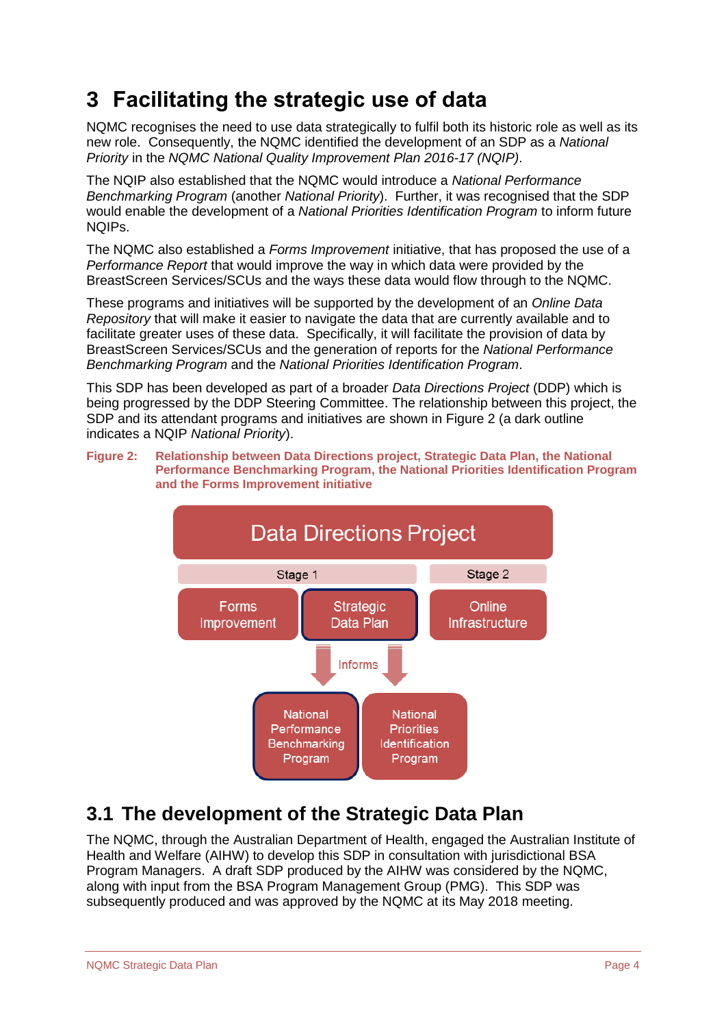# 3 Facilitating the strategic use of data

NQMC recognises the need to use data strategically to fulfil both its historic role as well as its new role. Consequently, the NQMC identified the development of an SDP as a *National Priority* in the *NQMC National Quality Improvement Plan 2016-17 (NQIP)*.

The NQIP also established that the NQMC would introduce a *National Performance Benchmarking Program* (another *National Priority*). Further, it was recognised that the SDP would enable the development of a *National Priorities Identification Program* to inform future NQIPs.

The NQMC also established a *Forms Improvement* initiative, that has proposed the use of a *Performance Report* that would improve the way in which data were provided by the BreastScreen Services/SCUs and the ways these data would flow through to the NQMC.

These programs and initiatives will be supported by the development of an *Online Data Repository* that will make it easier to navigate the data that are currently available and to facilitate greater uses of these data. Specifically, it will facilitate the provision of data by BreastScreen Services/SCUs and the generation of reports for the *National Performance Benchmarking Program* and the *National Priorities Identification Program*.

This SDP has been developed as part of a broader *Data Directions Project* (DDP) which is being progressed by the DDP Steering Committee. The relationship between this project, the SDP and its attendant programs and initiatives are shown in Figure 2 (a dark outline indicates a NQIP *National Priority*).

**Figure 2: Relationship between Data Directions project, Strategic Data Plan, the National Performance Benchmarking Program, the National Priorities Identification Program and the Forms Improvement initiative**

Data Directions Project

Stage 1: Forms Improvement; Strategic Data Plan

Stage 2: Online Infrastructure

Strategic Data Plan — Informs → National Performance Benchmarking Program; National Priorities Identification Program

## 3.1 The development of the Strategic Data Plan

The NQMC, through the Australian Department of Health, engaged the Australian Institute of Health and Welfare (AIHW) to develop this SDP in consultation with jurisdictional BSA Program Managers. A draft SDP produced by the AIHW was considered by the NQMC, along with input from the BSA Program Management Group (PMG). This SDP was subsequently produced and was approved by the NQMC at its May 2018 meeting.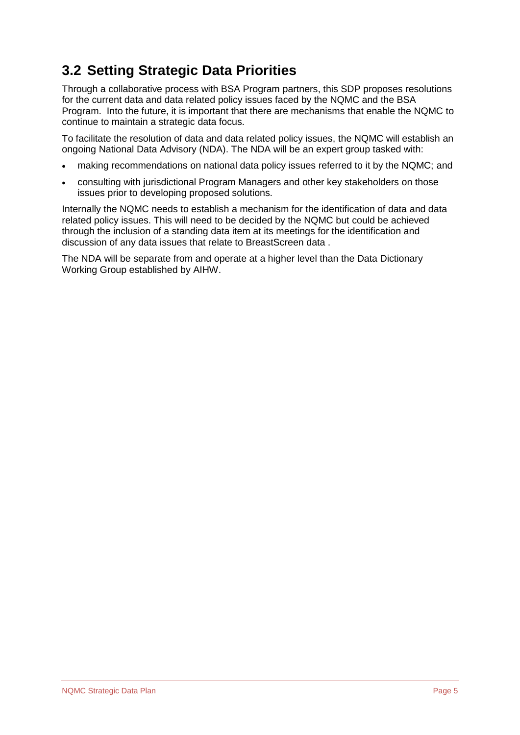## 3.2 Setting Strategic Data Priorities

Through a collaborative process with BSA Program partners, this SDP proposes resolutions for the current data and data related policy issues faced by the NQMC and the BSA Program. Into the future, it is important that there are mechanisms that enable the NQMC to continue to maintain a strategic data focus.

To facilitate the resolution of data and data related policy issues, the NQMC will establish an ongoing National Data Advisory (NDA). The NDA will be an expert group tasked with:

- making recommendations on national data policy issues referred to it by the NQMC; and
- consulting with jurisdictional Program Managers and other key stakeholders on those issues prior to developing proposed solutions.

Internally the NQMC needs to establish a mechanism for the identification of data and data related policy issues. This will need to be decided by the NQMC but could be achieved through the inclusion of a standing data item at its meetings for the identification and discussion of any data issues that relate to BreastScreen data .

The NDA will be separate from and operate at a higher level than the Data Dictionary Working Group established by AIHW.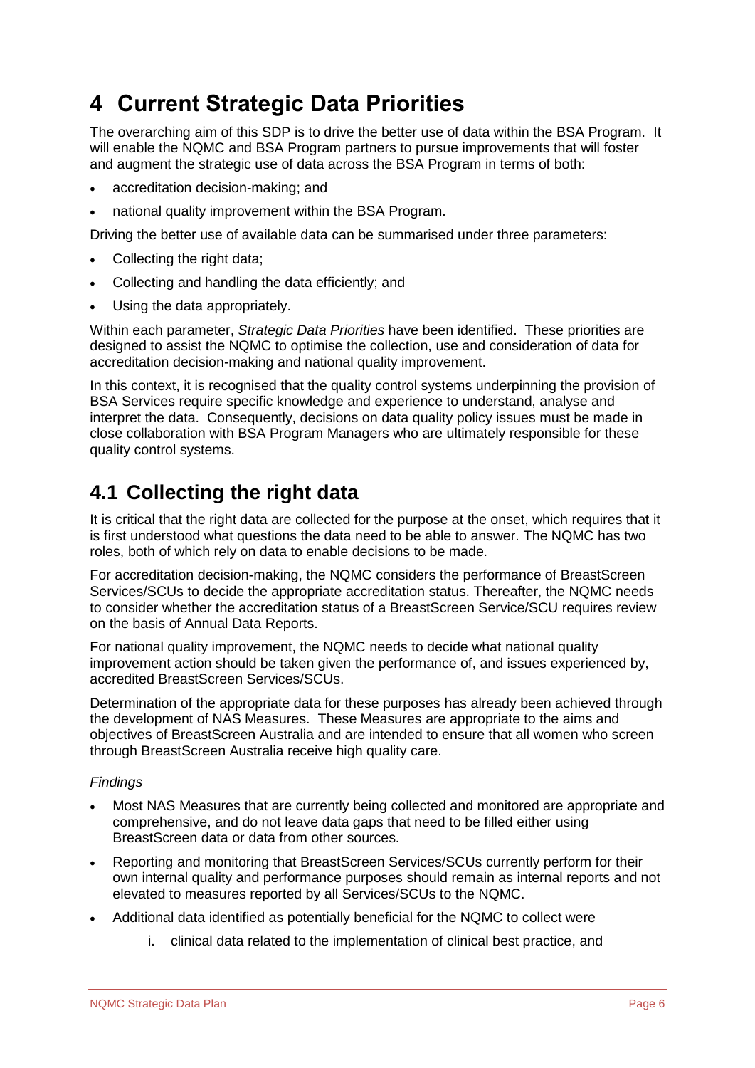# 4 Current Strategic Data Priorities

The overarching aim of this SDP is to drive the better use of data within the BSA Program. It will enable the NQMC and BSA Program partners to pursue improvements that will foster and augment the strategic use of data across the BSA Program in terms of both:

- accreditation decision-making; and
- national quality improvement within the BSA Program.

Driving the better use of available data can be summarised under three parameters:

- Collecting the right data;
- Collecting and handling the data efficiently; and
- Using the data appropriately.

Within each parameter, *Strategic Data Priorities* have been identified. These priorities are designed to assist the NQMC to optimise the collection, use and consideration of data for accreditation decision-making and national quality improvement.

In this context, it is recognised that the quality control systems underpinning the provision of BSA Services require specific knowledge and experience to understand, analyse and interpret the data. Consequently, decisions on data quality policy issues must be made in close collaboration with BSA Program Managers who are ultimately responsible for these quality control systems.

## 4.1 Collecting the right data

It is critical that the right data are collected for the purpose at the onset, which requires that it is first understood what questions the data need to be able to answer. The NQMC has two roles, both of which rely on data to enable decisions to be made.

For accreditation decision-making, the NQMC considers the performance of BreastScreen Services/SCUs to decide the appropriate accreditation status. Thereafter, the NQMC needs to consider whether the accreditation status of a BreastScreen Service/SCU requires review on the basis of Annual Data Reports.

For national quality improvement, the NQMC needs to decide what national quality improvement action should be taken given the performance of, and issues experienced by, accredited BreastScreen Services/SCUs.

Determination of the appropriate data for these purposes has already been achieved through the development of NAS Measures. These Measures are appropriate to the aims and objectives of BreastScreen Australia and are intended to ensure that all women who screen through BreastScreen Australia receive high quality care.

*Findings*

- Most NAS Measures that are currently being collected and monitored are appropriate and comprehensive, and do not leave data gaps that need to be filled either using BreastScreen data or data from other sources.
- Reporting and monitoring that BreastScreen Services/SCUs currently perform for their own internal quality and performance purposes should remain as internal reports and not elevated to measures reported by all Services/SCUs to the NQMC.
- Additional data identified as potentially beneficial for the NQMC to collect were
    i. clinical data related to the implementation of clinical best practice, and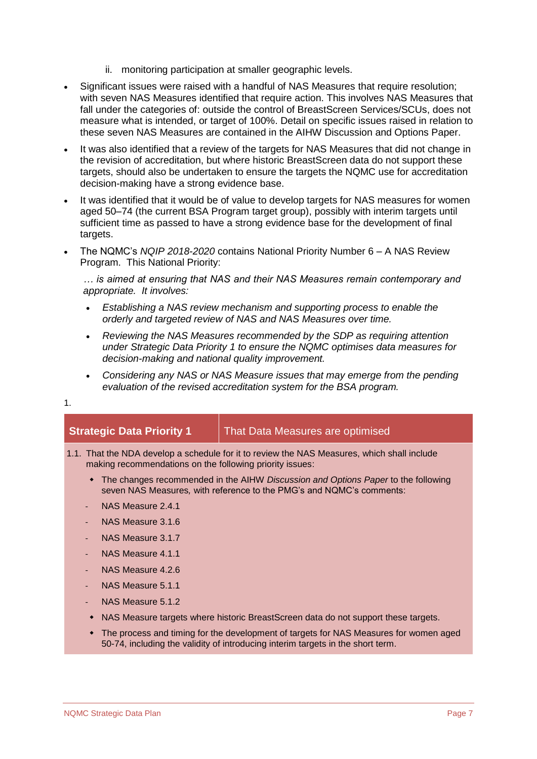ii. monitoring participation at smaller geographic levels.

- Significant issues were raised with a handful of NAS Measures that require resolution; with seven NAS Measures identified that require action. This involves NAS Measures that fall under the categories of: outside the control of BreastScreen Services/SCUs, does not measure what is intended, or target of 100%. Detail on specific issues raised in relation to these seven NAS Measures are contained in the AIHW Discussion and Options Paper.
- It was also identified that a review of the targets for NAS Measures that did not change in the revision of accreditation, but where historic BreastScreen data do not support these targets, should also be undertaken to ensure the targets the NQMC use for accreditation decision-making have a strong evidence base.
- It was identified that it would be of value to develop targets for NAS measures for women aged 50–74 (the current BSA Program target group), possibly with interim targets until sufficient time as passed to have a strong evidence base for the development of final targets.
- The NQMC's *NQIP 2018-2020* contains National Priority Number 6 – A NAS Review Program. This National Priority:

  *… is aimed at ensuring that NAS and their NAS Measures remain contemporary and appropriate. It involves:*

  - *Establishing a NAS review mechanism and supporting process to enable the orderly and targeted review of NAS and NAS Measures over time.*
  - *Reviewing the NAS Measures recommended by the SDP as requiring attention under Strategic Data Priority 1 to ensure the NQMC optimises data measures for decision-making and national quality improvement.*
  - *Considering any NAS or NAS Measure issues that may emerge from the pending evaluation of the revised accreditation system for the BSA program.*

1.

| **Strategic Data Priority 1** | That Data Measures are optimised |
|---|---|

1.1. That the NDA develop a schedule for it to review the NAS Measures, which shall include making recommendations on the following priority issues:

- The changes recommended in the AIHW *Discussion and Options Paper* to the following seven NAS Measures, with reference to the PMG's and NQMC's comments:
  - NAS Measure 2.4.1
  - NAS Measure 3.1.6
  - NAS Measure 3.1.7
  - NAS Measure 4.1.1
  - NAS Measure 4.2.6
  - NAS Measure 5.1.1
  - NAS Measure 5.1.2
- NAS Measure targets where historic BreastScreen data do not support these targets.
- The process and timing for the development of targets for NAS Measures for women aged 50-74, including the validity of introducing interim targets in the short term.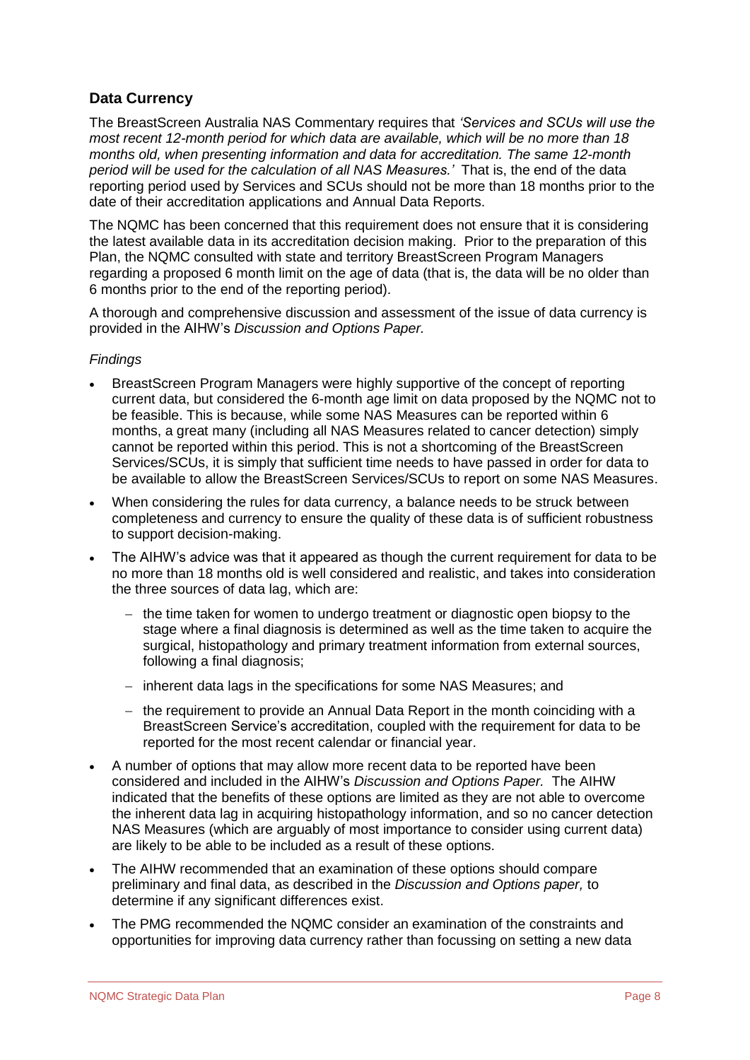## Data Currency

The BreastScreen Australia NAS Commentary requires that *'Services and SCUs will use the most recent 12-month period for which data are available, which will be no more than 18 months old, when presenting information and data for accreditation. The same 12-month period will be used for the calculation of all NAS Measures.'* That is, the end of the data reporting period used by Services and SCUs should not be more than 18 months prior to the date of their accreditation applications and Annual Data Reports.

The NQMC has been concerned that this requirement does not ensure that it is considering the latest available data in its accreditation decision making. Prior to the preparation of this Plan, the NQMC consulted with state and territory BreastScreen Program Managers regarding a proposed 6 month limit on the age of data (that is, the data will be no older than 6 months prior to the end of the reporting period).

A thorough and comprehensive discussion and assessment of the issue of data currency is provided in the AIHW's *Discussion and Options Paper.*

*Findings*

- BreastScreen Program Managers were highly supportive of the concept of reporting current data, but considered the 6-month age limit on data proposed by the NQMC not to be feasible. This is because, while some NAS Measures can be reported within 6 months, a great many (including all NAS Measures related to cancer detection) simply cannot be reported within this period. This is not a shortcoming of the BreastScreen Services/SCUs, it is simply that sufficient time needs to have passed in order for data to be available to allow the BreastScreen Services/SCUs to report on some NAS Measures.
- When considering the rules for data currency, a balance needs to be struck between completeness and currency to ensure the quality of these data is of sufficient robustness to support decision-making.
- The AIHW's advice was that it appeared as though the current requirement for data to be no more than 18 months old is well considered and realistic, and takes into consideration the three sources of data lag, which are:
  - the time taken for women to undergo treatment or diagnostic open biopsy to the stage where a final diagnosis is determined as well as the time taken to acquire the surgical, histopathology and primary treatment information from external sources, following a final diagnosis;
  - inherent data lags in the specifications for some NAS Measures; and
  - the requirement to provide an Annual Data Report in the month coinciding with a BreastScreen Service's accreditation, coupled with the requirement for data to be reported for the most recent calendar or financial year.
- A number of options that may allow more recent data to be reported have been considered and included in the AIHW's *Discussion and Options Paper.* The AIHW indicated that the benefits of these options are limited as they are not able to overcome the inherent data lag in acquiring histopathology information, and so no cancer detection NAS Measures (which are arguably of most importance to consider using current data) are likely to be able to be included as a result of these options.
- The AIHW recommended that an examination of these options should compare preliminary and final data, as described in the *Discussion and Options paper,* to determine if any significant differences exist.
- The PMG recommended the NQMC consider an examination of the constraints and opportunities for improving data currency rather than focussing on setting a new data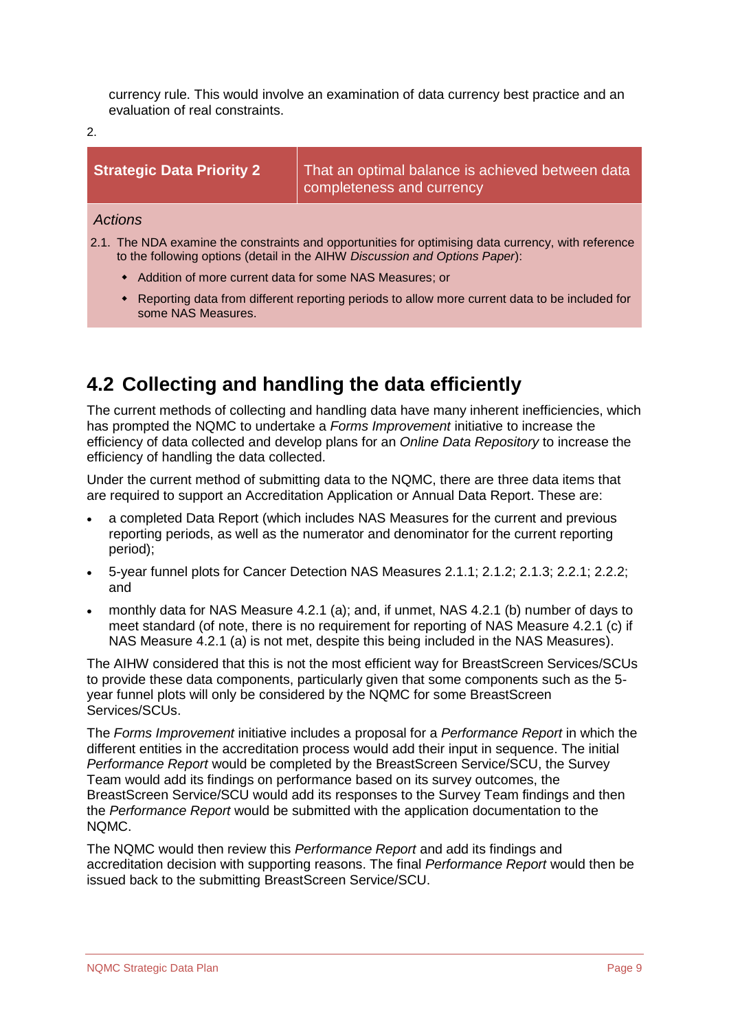currency rule. This would involve an examination of data currency best practice and an evaluation of real constraints.

2.

| **Strategic Data Priority 2** | That an optimal balance is achieved between data completeness and currency |
|---|---|

*Actions*

2.1. The NDA examine the constraints and opportunities for optimising data currency, with reference to the following options (detail in the AIHW *Discussion and Options Paper*):

- Addition of more current data for some NAS Measures; or
- Reporting data from different reporting periods to allow more current data to be included for some NAS Measures.

## 4.2 Collecting and handling the data efficiently

The current methods of collecting and handling data have many inherent inefficiencies, which has prompted the NQMC to undertake a *Forms Improvement* initiative to increase the efficiency of data collected and develop plans for an *Online Data Repository* to increase the efficiency of handling the data collected.

Under the current method of submitting data to the NQMC, there are three data items that are required to support an Accreditation Application or Annual Data Report. These are:

- a completed Data Report (which includes NAS Measures for the current and previous reporting periods, as well as the numerator and denominator for the current reporting period);
- 5-year funnel plots for Cancer Detection NAS Measures 2.1.1; 2.1.2; 2.1.3; 2.2.1; 2.2.2; and
- monthly data for NAS Measure 4.2.1 (a); and, if unmet, NAS 4.2.1 (b) number of days to meet standard (of note, there is no requirement for reporting of NAS Measure 4.2.1 (c) if NAS Measure 4.2.1 (a) is not met, despite this being included in the NAS Measures).

The AIHW considered that this is not the most efficient way for BreastScreen Services/SCUs to provide these data components, particularly given that some components such as the 5-year funnel plots will only be considered by the NQMC for some BreastScreen Services/SCUs.

The *Forms Improvement* initiative includes a proposal for a *Performance Report* in which the different entities in the accreditation process would add their input in sequence. The initial *Performance Report* would be completed by the BreastScreen Service/SCU, the Survey Team would add its findings on performance based on its survey outcomes, the BreastScreen Service/SCU would add its responses to the Survey Team findings and then the *Performance Report* would be submitted with the application documentation to the NQMC.

The NQMC would then review this *Performance Report* and add its findings and accreditation decision with supporting reasons. The final *Performance Report* would then be issued back to the submitting BreastScreen Service/SCU.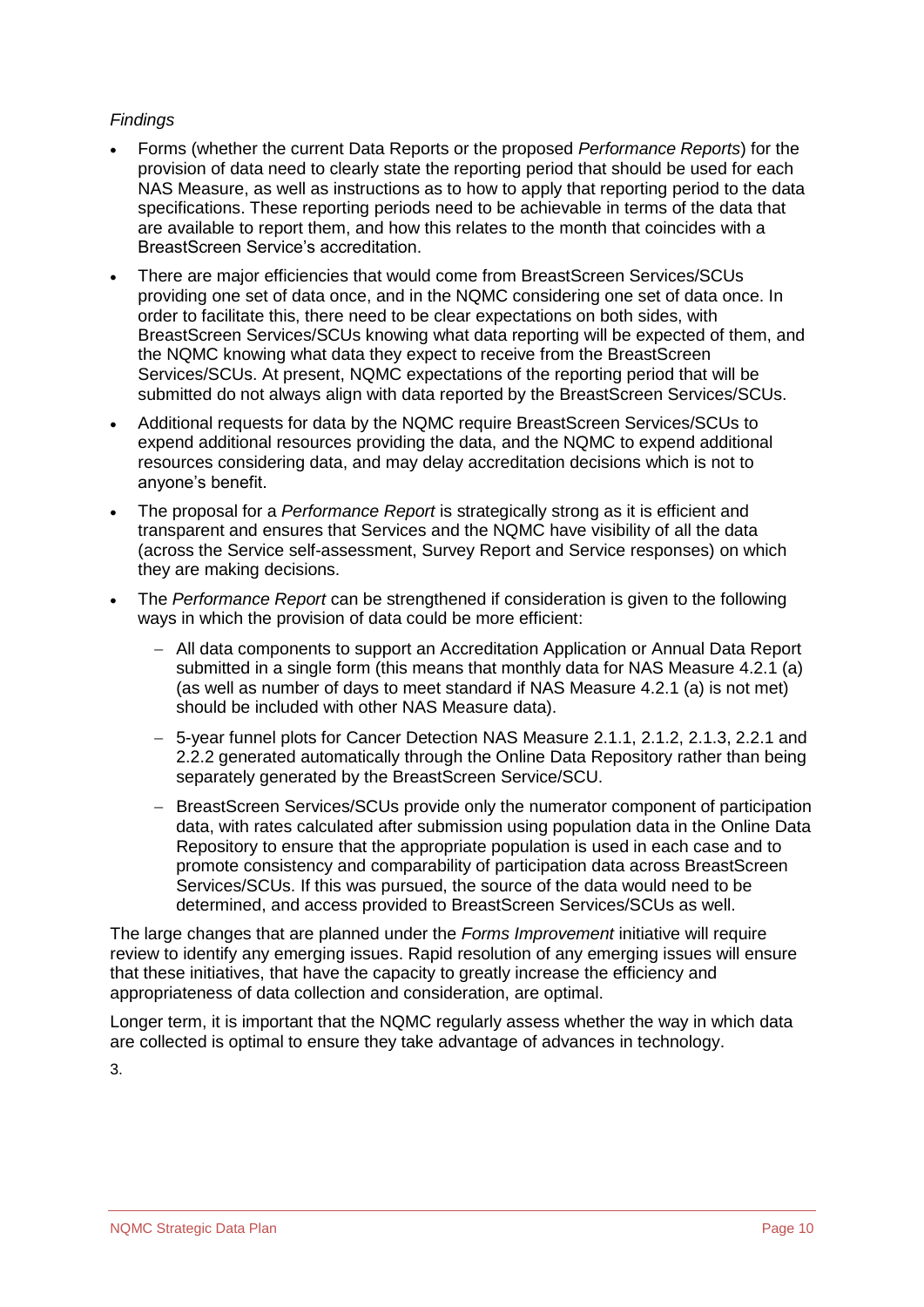*Findings*

- Forms (whether the current Data Reports or the proposed *Performance Reports*) for the provision of data need to clearly state the reporting period that should be used for each NAS Measure, as well as instructions as to how to apply that reporting period to the data specifications. These reporting periods need to be achievable in terms of the data that are available to report them, and how this relates to the month that coincides with a BreastScreen Service's accreditation.
- There are major efficiencies that would come from BreastScreen Services/SCUs providing one set of data once, and in the NQMC considering one set of data once. In order to facilitate this, there need to be clear expectations on both sides, with BreastScreen Services/SCUs knowing what data reporting will be expected of them, and the NQMC knowing what data they expect to receive from the BreastScreen Services/SCUs. At present, NQMC expectations of the reporting period that will be submitted do not always align with data reported by the BreastScreen Services/SCUs.
- Additional requests for data by the NQMC require BreastScreen Services/SCUs to expend additional resources providing the data, and the NQMC to expend additional resources considering data, and may delay accreditation decisions which is not to anyone's benefit.
- The proposal for a *Performance Report* is strategically strong as it is efficient and transparent and ensures that Services and the NQMC have visibility of all the data (across the Service self-assessment, Survey Report and Service responses) on which they are making decisions.
- The *Performance Report* can be strengthened if consideration is given to the following ways in which the provision of data could be more efficient:
  - All data components to support an Accreditation Application or Annual Data Report submitted in a single form (this means that monthly data for NAS Measure 4.2.1 (a) (as well as number of days to meet standard if NAS Measure 4.2.1 (a) is not met) should be included with other NAS Measure data).
  - 5-year funnel plots for Cancer Detection NAS Measure 2.1.1, 2.1.2, 2.1.3, 2.2.1 and 2.2.2 generated automatically through the Online Data Repository rather than being separately generated by the BreastScreen Service/SCU.
  - BreastScreen Services/SCUs provide only the numerator component of participation data, with rates calculated after submission using population data in the Online Data Repository to ensure that the appropriate population is used in each case and to promote consistency and comparability of participation data across BreastScreen Services/SCUs. If this was pursued, the source of the data would need to be determined, and access provided to BreastScreen Services/SCUs as well.

The large changes that are planned under the *Forms Improvement* initiative will require review to identify any emerging issues. Rapid resolution of any emerging issues will ensure that these initiatives, that have the capacity to greatly increase the efficiency and appropriateness of data collection and consideration, are optimal.

Longer term, it is important that the NQMC regularly assess whether the way in which data are collected is optimal to ensure they take advantage of advances in technology.

3.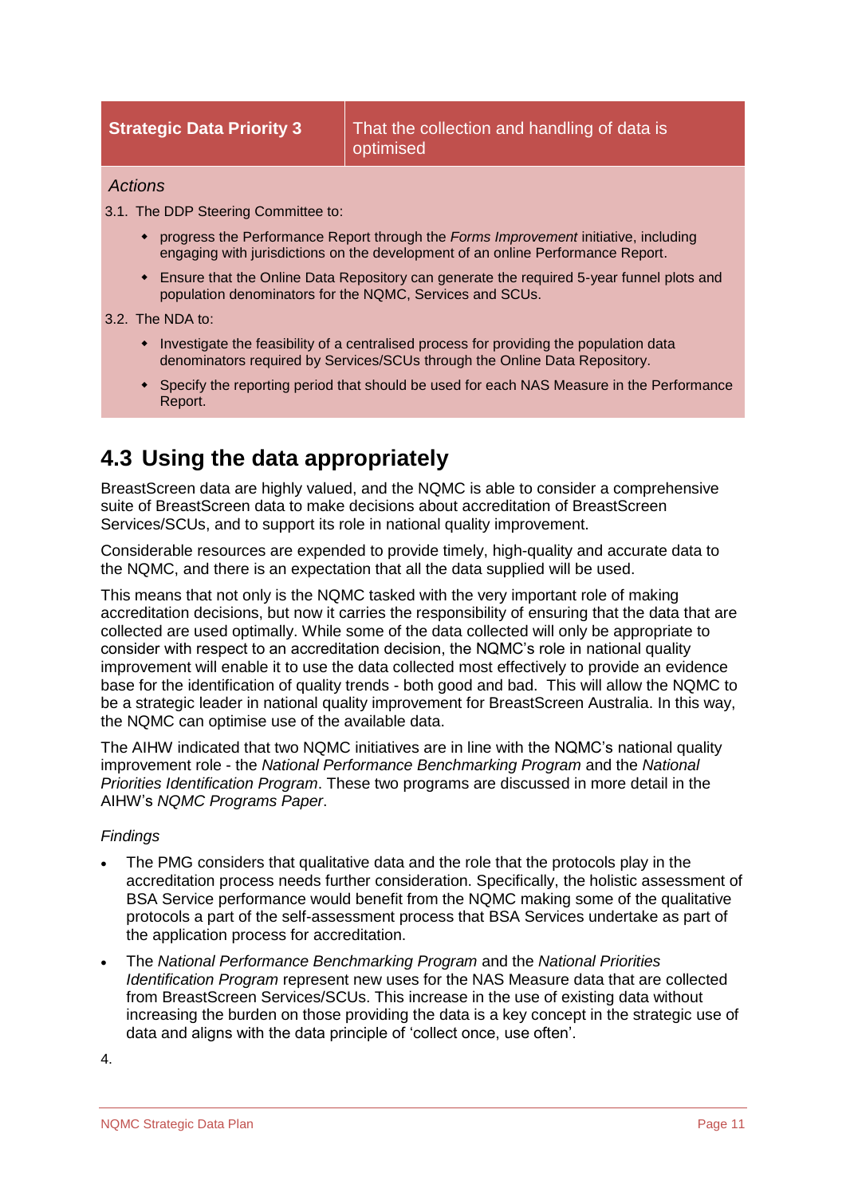| **Strategic Data Priority 3** | That the collection and handling of data is optimised |
| --- | --- |

*Actions*

3.1. The DDP Steering Committee to:

- progress the Performance Report through the *Forms Improvement* initiative, including engaging with jurisdictions on the development of an online Performance Report.
- Ensure that the Online Data Repository can generate the required 5-year funnel plots and population denominators for the NQMC, Services and SCUs.

3.2. The NDA to:

- Investigate the feasibility of a centralised process for providing the population data denominators required by Services/SCUs through the Online Data Repository.
- Specify the reporting period that should be used for each NAS Measure in the Performance Report.

## 4.3 Using the data appropriately

BreastScreen data are highly valued, and the NQMC is able to consider a comprehensive suite of BreastScreen data to make decisions about accreditation of BreastScreen Services/SCUs, and to support its role in national quality improvement.

Considerable resources are expended to provide timely, high-quality and accurate data to the NQMC, and there is an expectation that all the data supplied will be used.

This means that not only is the NQMC tasked with the very important role of making accreditation decisions, but now it carries the responsibility of ensuring that the data that are collected are used optimally. While some of the data collected will only be appropriate to consider with respect to an accreditation decision, the NQMC's role in national quality improvement will enable it to use the data collected most effectively to provide an evidence base for the identification of quality trends - both good and bad. This will allow the NQMC to be a strategic leader in national quality improvement for BreastScreen Australia. In this way, the NQMC can optimise use of the available data.

The AIHW indicated that two NQMC initiatives are in line with the NQMC's national quality improvement role - the *National Performance Benchmarking Program* and the *National Priorities Identification Program*. These two programs are discussed in more detail in the AIHW's *NQMC Programs Paper*.

*Findings*

- The PMG considers that qualitative data and the role that the protocols play in the accreditation process needs further consideration. Specifically, the holistic assessment of BSA Service performance would benefit from the NQMC making some of the qualitative protocols a part of the self-assessment process that BSA Services undertake as part of the application process for accreditation.
- The *National Performance Benchmarking Program* and the *National Priorities Identification Program* represent new uses for the NAS Measure data that are collected from BreastScreen Services/SCUs. This increase in the use of existing data without increasing the burden on those providing the data is a key concept in the strategic use of data and aligns with the data principle of 'collect once, use often'.

4.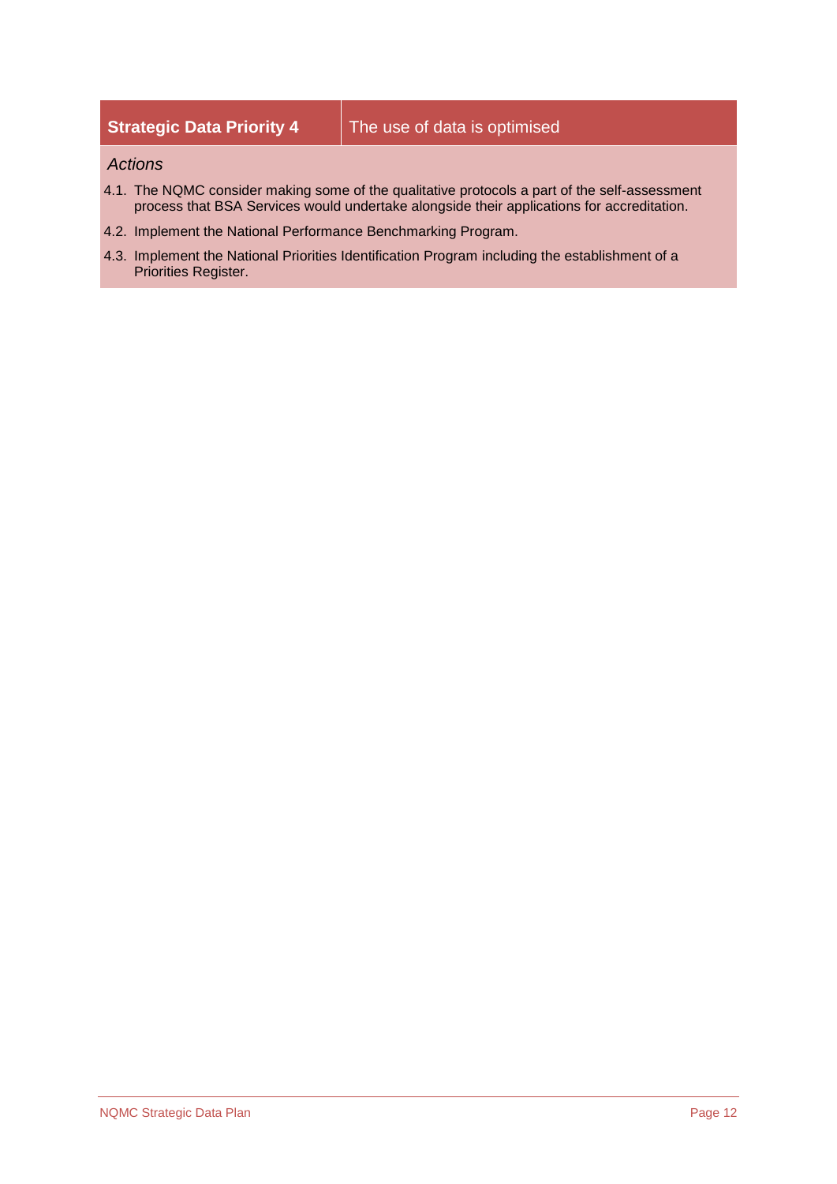| Strategic Data Priority 4 | The use of data is optimised |
| --- | --- |

*Actions*

4.1. The NQMC consider making some of the qualitative protocols a part of the self-assessment process that BSA Services would undertake alongside their applications for accreditation.

4.2. Implement the National Performance Benchmarking Program.

4.3. Implement the National Priorities Identification Program including the establishment of a Priorities Register.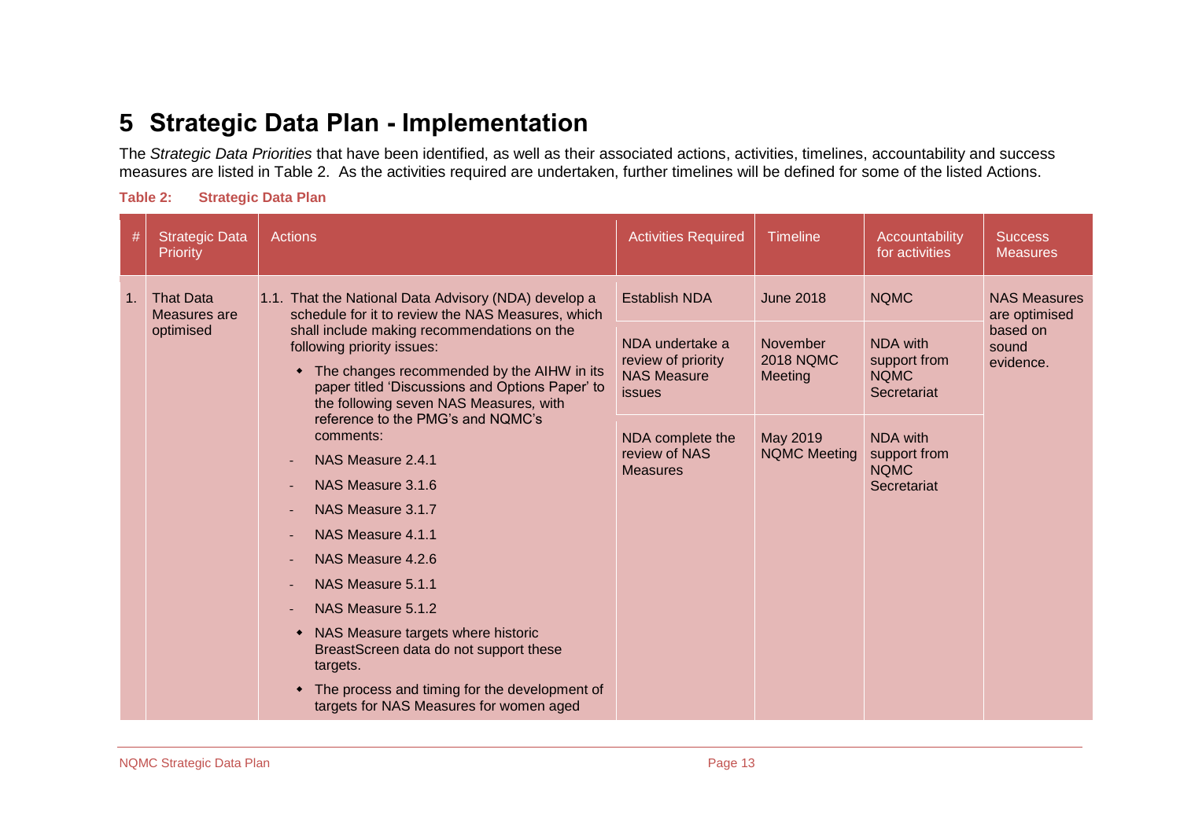# 5 Strategic Data Plan - Implementation

The *Strategic Data Priorities* that have been identified, as well as their associated actions, activities, timelines, accountability and success measures are listed in Table 2. As the activities required are undertaken, further timelines will be defined for some of the listed Actions.

**Table 2: Strategic Data Plan**

| # | Strategic Data Priority | Actions | Activities Required | Timeline | Accountability for activities | Success Measures |
|---|---|---|---|---|---|---|
| 1. | That Data Measures are optimised | 1.1. That the National Data Advisory (NDA) develop a schedule for it to review the NAS Measures, which shall include making recommendations on the following priority issues:<br>• The changes recommended by the AIHW in its paper titled 'Discussions and Options Paper' to the following seven NAS Measures, with reference to the PMG's and NQMC's comments:<br>- NAS Measure 2.4.1<br>- NAS Measure 3.1.6<br>- NAS Measure 3.1.7<br>- NAS Measure 4.1.1<br>- NAS Measure 4.2.6<br>- NAS Measure 5.1.1<br>- NAS Measure 5.1.2<br>• NAS Measure targets where historic BreastScreen data do not support these targets.<br>• The process and timing for the development of targets for NAS Measures for women aged | Establish NDA | June 2018 | NQMC | NAS Measures are optimised based on sound evidence. |
| | | | NDA undertake a review of priority NAS Measure issues | November 2018 NQMC Meeting | NDA with support from NQMC Secretariat | |
| | | | NDA complete the review of NAS Measures | May 2019 NQMC Meeting | NDA with support from NQMC Secretariat | |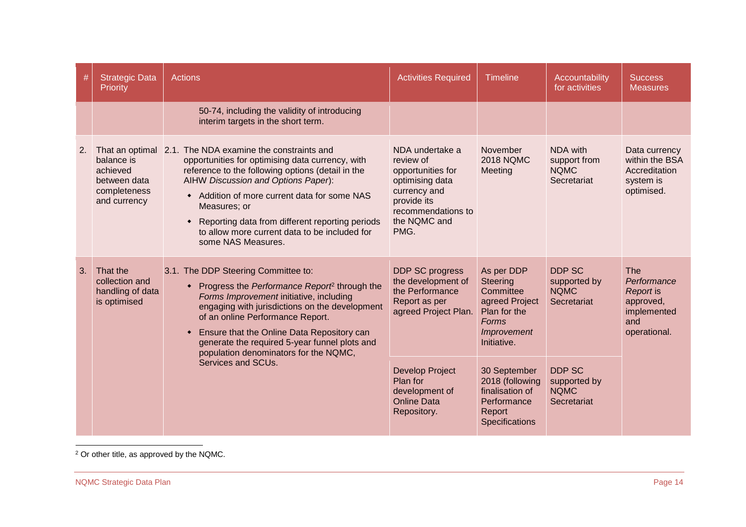| # | Strategic Data Priority | Actions | Activities Required | Timeline | Accountability for activities | Success Measures |
|---|---|---|---|---|---|---|
| | | 50-74, including the validity of introducing interim targets in the short term. | | | | |
| 2. | That an optimal balance is achieved between data completeness and currency | 2.1. The NDA examine the constraints and opportunities for optimising data currency, with reference to the following options (detail in the AIHW *Discussion and Options Paper*): <br>• Addition of more current data for some NAS Measures; or <br>• Reporting data from different reporting periods to allow more current data to be included for some NAS Measures. | NDA undertake a review of opportunities for optimising data currency and provide its recommendations to the NQMC and PMG. | November 2018 NQMC Meeting | NDA with support from NQMC Secretariat | Data currency within the BSA Accreditation system is optimised. |
| 3. | That the collection and handling of data is optimised | 3.1. The DDP Steering Committee to: <br>• Progress the *Performance Report*[2] through the *Forms Improvement* initiative, including engaging with jurisdictions on the development of an online Performance Report. <br>• Ensure that the Online Data Repository can generate the required 5-year funnel plots and population denominators for the NQMC, Services and SCUs. | DDP SC progress the development of the Performance Report as per agreed Project Plan. | As per DDP Steering Committee agreed Project Plan for the *Forms Improvement* Initiative. | DDP SC supported by NQMC Secretariat | The *Performance Report* is approved, implemented and operational. |
| | | | Develop Project Plan for development of Online Data Repository. | 30 September 2018 (following finalisation of Performance Report Specifications | DDP SC supported by NQMC Secretariat | |

[2] Or other title, as approved by the NQMC.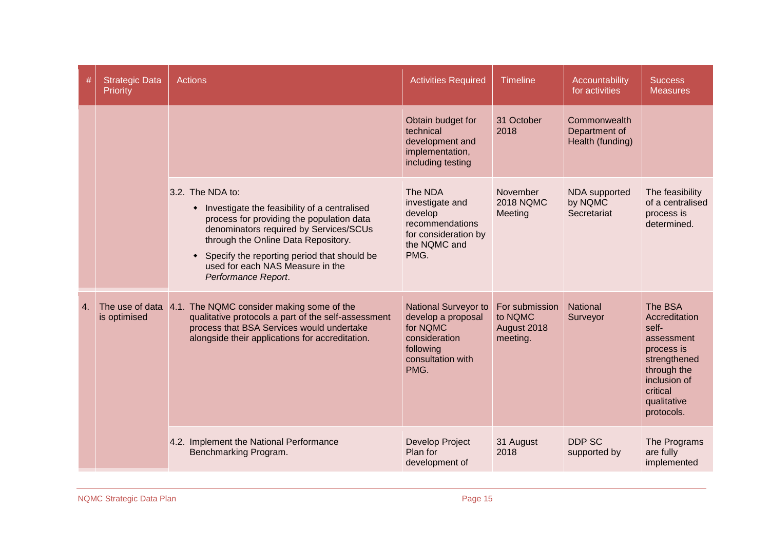| # | Strategic Data Priority | Actions | Activities Required | Timeline | Accountability for activities | Success Measures |
| --- | --- | --- | --- | --- | --- | --- |
| | | | Obtain budget for technical development and implementation, including testing | 31 October 2018 | Commonwealth Department of Health (funding) | |
| | | 3.2. The NDA to:<br>• Investigate the feasibility of a centralised process for providing the population data denominators required by Services/SCUs through the Online Data Repository.<br>• Specify the reporting period that should be used for each NAS Measure in the *Performance Report*. | The NDA investigate and develop recommendations for consideration by the NQMC and PMG. | November 2018 NQMC Meeting | NDA supported by NQMC Secretariat | The feasibility of a centralised process is determined. |
| 4. | The use of data is optimised | 4.1. The NQMC consider making some of the qualitative protocols a part of the self-assessment process that BSA Services would undertake alongside their applications for accreditation. | National Surveyor to develop a proposal for NQMC consideration following consultation with PMG. | For submission to NQMC August 2018 meeting. | National Surveyor | The BSA Accreditation self-assessment process is strengthened through the inclusion of critical qualitative protocols. |
| | | 4.2. Implement the National Performance Benchmarking Program. | Develop Project Plan for development of | 31 August 2018 | DDP SC supported by | The Programs are fully implemented |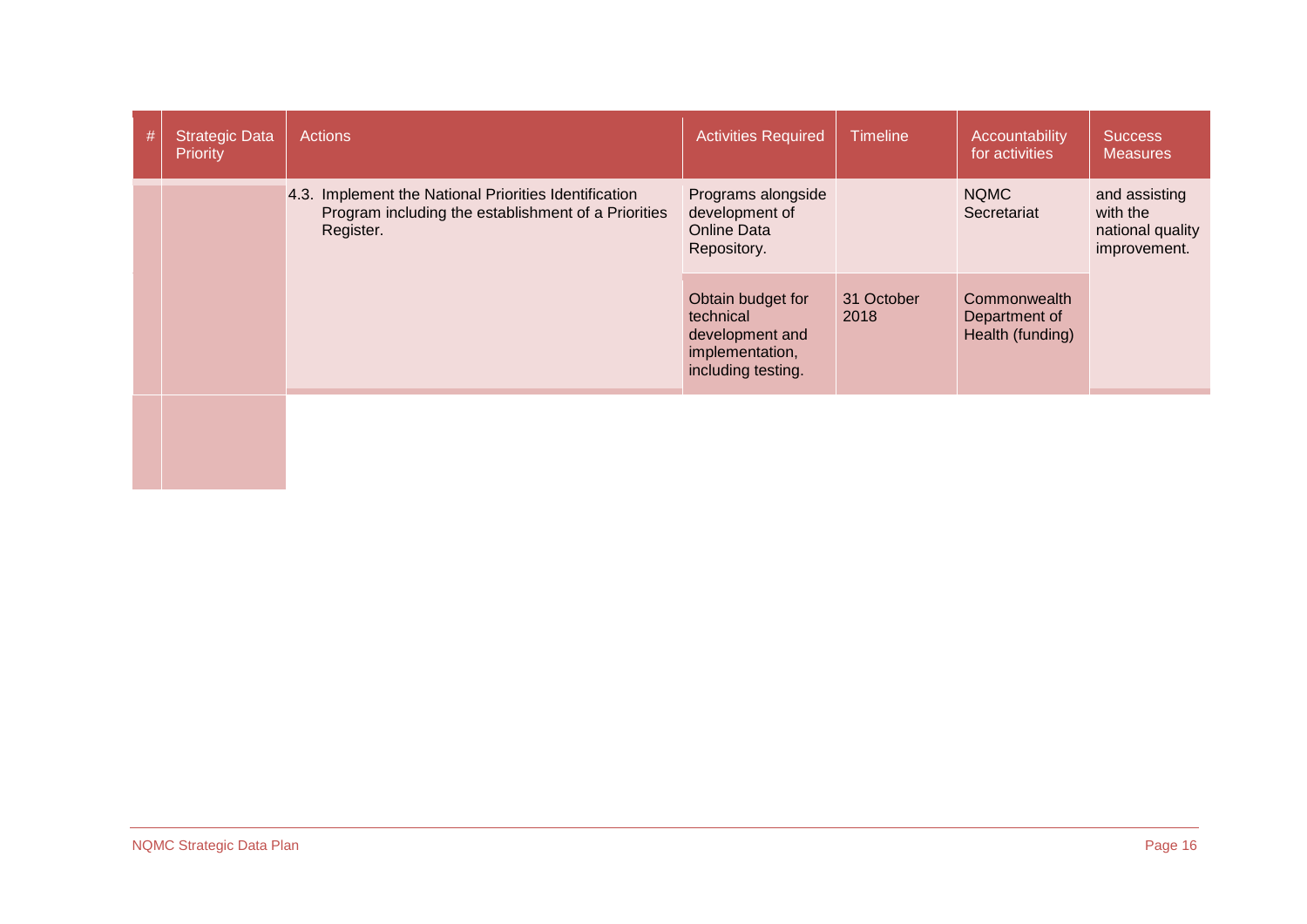| # | Strategic Data Priority | Actions | Activities Required | Timeline | Accountability for activities | Success Measures |
|---|---|---|---|---|---|---|
| | | 4.3. Implement the National Priorities Identification Program including the establishment of a Priorities Register. | Programs alongside development of Online Data Repository. | | NQMC Secretariat | and assisting with the national quality improvement. |
| | | | Obtain budget for technical development and implementation, including testing. | 31 October 2018 | Commonwealth Department of Health (funding) | |